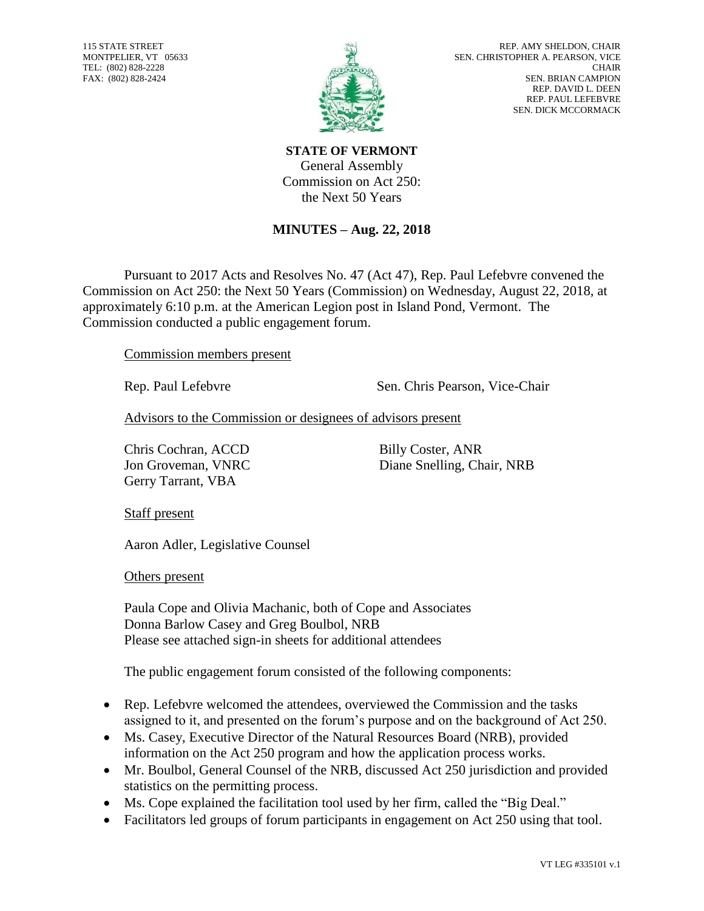115 STATE STREET
MONTPELIER, VT 05633
TEL: (802) 828-2228
FAX: (802) 828-2424

REP. AMY SHELDON, CHAIR
SEN. CHRISTOPHER A. PEARSON, VICE CHAIR
SEN. BRIAN CAMPION
REP. DAVID L. DEEN
REP. PAUL LEFEBVRE
SEN. DICK MCCORMACK

**STATE OF VERMONT**
General Assembly
Commission on Act 250:
the Next 50 Years

## MINUTES – Aug. 22, 2018

Pursuant to 2017 Acts and Resolves No. 47 (Act 47), Rep. Paul Lefebvre convened the Commission on Act 250: the Next 50 Years (Commission) on Wednesday, August 22, 2018, at approximately 6:10 p.m. at the American Legion post in Island Pond, Vermont. The Commission conducted a public engagement forum.

Commission members present

Rep. Paul Lefebvre
Sen. Chris Pearson, Vice-Chair

Advisors to the Commission or designees of advisors present

Chris Cochran, ACCD
Jon Groveman, VNRC
Gerry Tarrant, VBA
Billy Coster, ANR
Diane Snelling, Chair, NRB

Staff present

Aaron Adler, Legislative Counsel

Others present

Paula Cope and Olivia Machanic, both of Cope and Associates
Donna Barlow Casey and Greg Boulbol, NRB
Please see attached sign-in sheets for additional attendees

The public engagement forum consisted of the following components:

- Rep. Lefebvre welcomed the attendees, overviewed the Commission and the tasks assigned to it, and presented on the forum's purpose and on the background of Act 250.
- Ms. Casey, Executive Director of the Natural Resources Board (NRB), provided information on the Act 250 program and how the application process works.
- Mr. Boulbol, General Counsel of the NRB, discussed Act 250 jurisdiction and provided statistics on the permitting process.
- Ms. Cope explained the facilitation tool used by her firm, called the "Big Deal."
- Facilitators led groups of forum participants in engagement on Act 250 using that tool.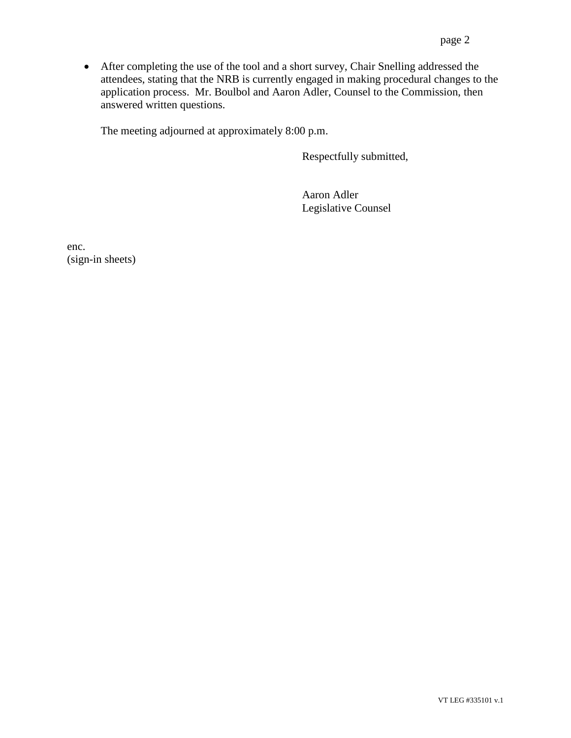- After completing the use of the tool and a short survey, Chair Snelling addressed the attendees, stating that the NRB is currently engaged in making procedural changes to the application process. Mr. Boulbol and Aaron Adler, Counsel to the Commission, then answered written questions.

  The meeting adjourned at approximately 8:00 p.m.

Respectfully submitted,

Aaron Adler
Legislative Counsel

enc.
(sign-in sheets)

VT LEG #335101 v.1